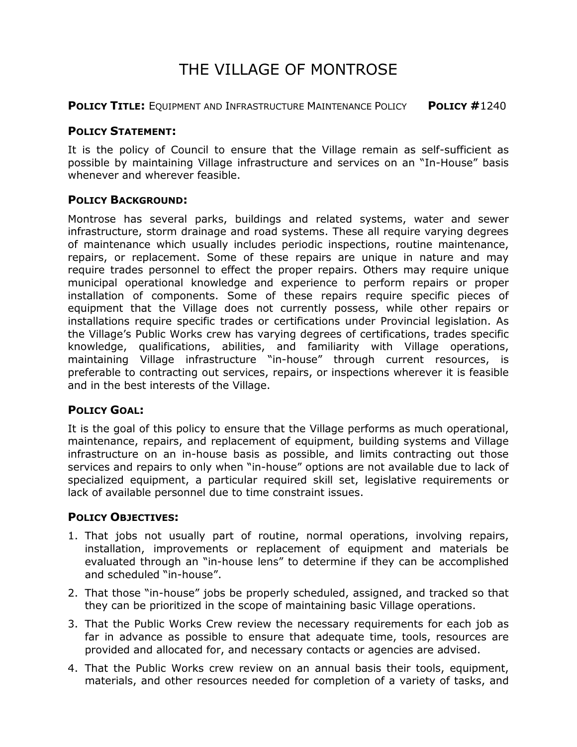# THE VILLAGE OF MONTROSE

**POLICY TITLE:** EQUIPMENT AND INFRASTRUCTURE MAINTENANCE POLICY **POLICY #**1240

## POLICY STATEMENT:

It is the policy of Council to ensure that the Village remain as self-sufficient as possible by maintaining Village infrastructure and services on an "In-House" basis whenever and wherever feasible.

## POLICY BACKGROUND:

Montrose has several parks, buildings and related systems, water and sewer infrastructure, storm drainage and road systems. These all require varying degrees of maintenance which usually includes periodic inspections, routine maintenance, repairs, or replacement. Some of these repairs are unique in nature and may require trades personnel to effect the proper repairs. Others may require unique municipal operational knowledge and experience to perform repairs or proper installation of components. Some of these repairs require specific pieces of equipment that the Village does not currently possess, while other repairs or installations require specific trades or certifications under Provincial legislation. As the Village's Public Works crew has varying degrees of certifications, trades specific knowledge, qualifications, abilities, and familiarity with Village operations, maintaining Village infrastructure "in-house" through current resources, is preferable to contracting out services, repairs, or inspections wherever it is feasible and in the best interests of the Village.

## POLICY GOAL:

It is the goal of this policy to ensure that the Village performs as much operational, maintenance, repairs, and replacement of equipment, building systems and Village infrastructure on an in-house basis as possible, and limits contracting out those services and repairs to only when "in-house" options are not available due to lack of specialized equipment, a particular required skill set, legislative requirements or lack of available personnel due to time constraint issues.

## POLICY OBJECTIVES:

1. That jobs not usually part of routine, normal operations, involving repairs, installation, improvements or replacement of equipment and materials be evaluated through an "in-house lens" to determine if they can be accomplished and scheduled "in-house".
2. That those "in-house" jobs be properly scheduled, assigned, and tracked so that they can be prioritized in the scope of maintaining basic Village operations.
3. That the Public Works Crew review the necessary requirements for each job as far in advance as possible to ensure that adequate time, tools, resources are provided and allocated for, and necessary contacts or agencies are advised.
4. That the Public Works crew review on an annual basis their tools, equipment, materials, and other resources needed for completion of a variety of tasks, and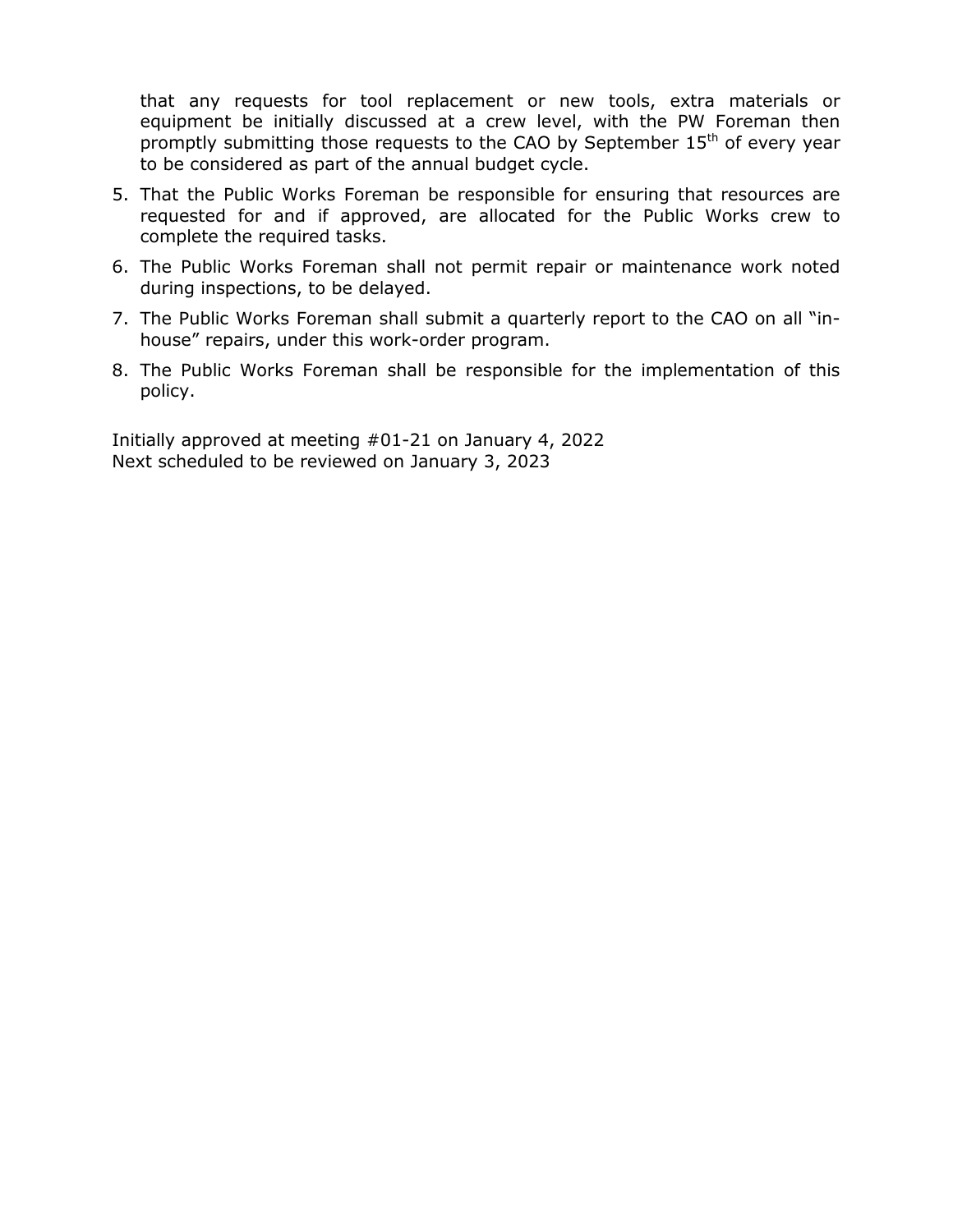that any requests for tool replacement or new tools, extra materials or equipment be initially discussed at a crew level, with the PW Foreman then promptly submitting those requests to the CAO by September 15th of every year to be considered as part of the annual budget cycle.

5. That the Public Works Foreman be responsible for ensuring that resources are requested for and if approved, are allocated for the Public Works crew to complete the required tasks.
6. The Public Works Foreman shall not permit repair or maintenance work noted during inspections, to be delayed.
7. The Public Works Foreman shall submit a quarterly report to the CAO on all "in-house" repairs, under this work-order program.
8. The Public Works Foreman shall be responsible for the implementation of this policy.

Initially approved at meeting #01-21 on January 4, 2022
Next scheduled to be reviewed on January 3, 2023